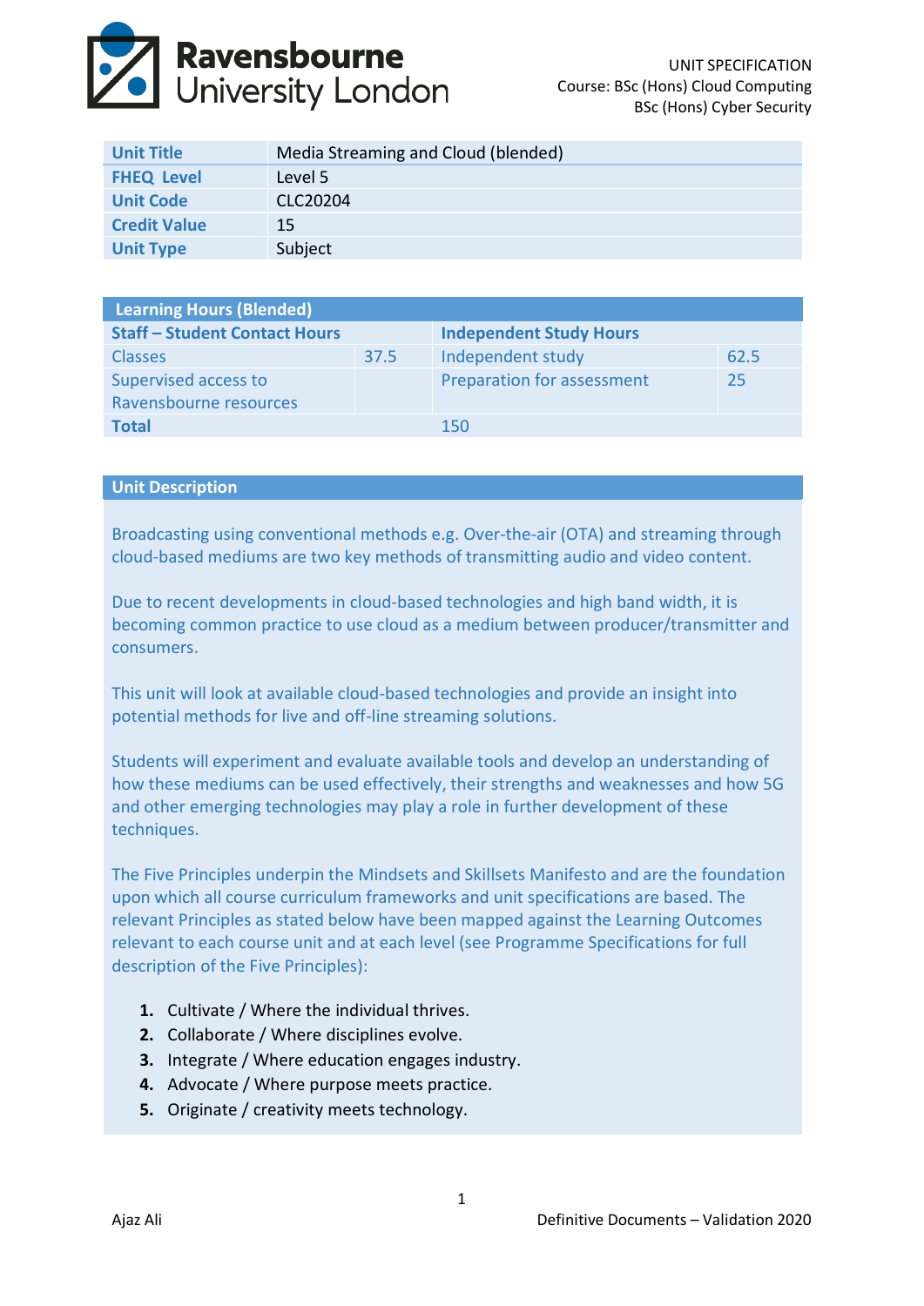UNIT SPECIFICATION
Course: BSc (Hons) Cloud Computing
BSc (Hons) Cyber Security

| | |
|---|---|
| **Unit Title** | Media Streaming and Cloud (blended) |
| **FHEQ Level** | Level 5 |
| **Unit Code** | CLC20204 |
| **Credit Value** | 15 |
| **Unit Type** | Subject |

| **Learning Hours (Blended)** | | | |
|---|---|---|---|
| **Staff – Student Contact Hours** | | **Independent Study Hours** | |
| Classes | 37.5 | Independent study | 62.5 |
| Supervised access to Ravensbourne resources | | Preparation for assessment | 25 |
| **Total** | | 150 | |

## Unit Description

Broadcasting using conventional methods e.g. Over-the-air (OTA) and streaming through cloud-based mediums are two key methods of transmitting audio and video content.

Due to recent developments in cloud-based technologies and high band width, it is becoming common practice to use cloud as a medium between producer/transmitter and consumers.

This unit will look at available cloud-based technologies and provide an insight into potential methods for live and off-line streaming solutions.

Students will experiment and evaluate available tools and develop an understanding of how these mediums can be used effectively, their strengths and weaknesses and how 5G and other emerging technologies may play a role in further development of these techniques.

The Five Principles underpin the Mindsets and Skillsets Manifesto and are the foundation upon which all course curriculum frameworks and unit specifications are based. The relevant Principles as stated below have been mapped against the Learning Outcomes relevant to each course unit and at each level (see Programme Specifications for full description of the Five Principles):

1. Cultivate / Where the individual thrives.
2. Collaborate / Where disciplines evolve.
3. Integrate / Where education engages industry.
4. Advocate / Where purpose meets practice.
5. Originate / creativity meets technology.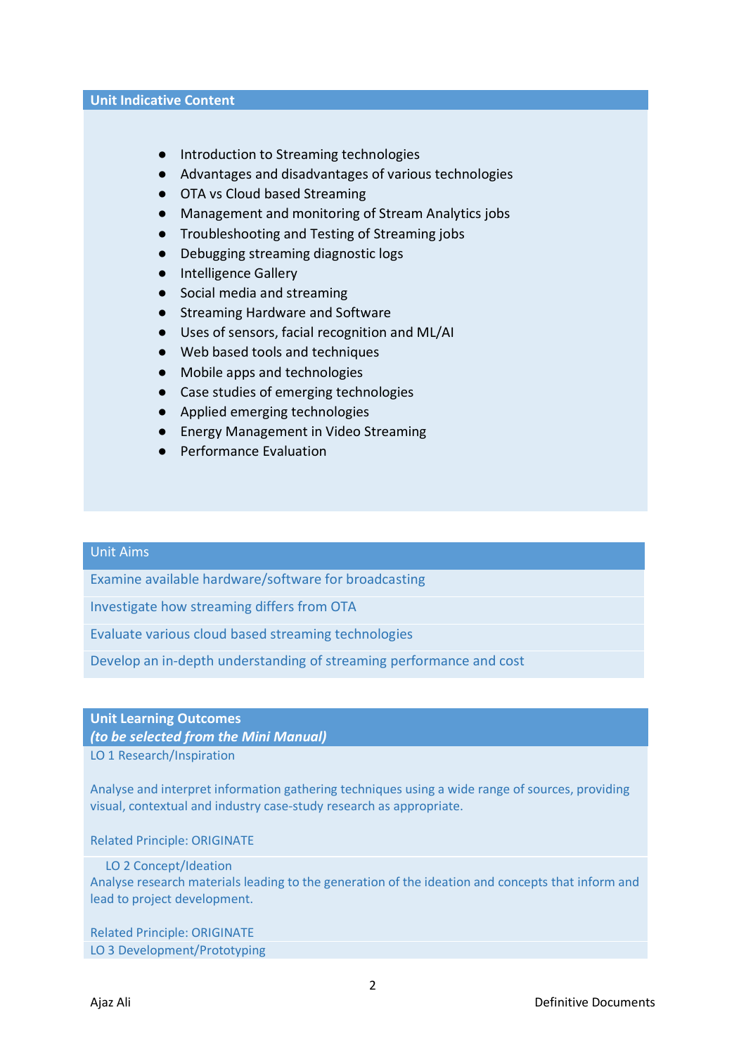## Unit Indicative Content

- Introduction to Streaming technologies
- Advantages and disadvantages of various technologies
- OTA vs Cloud based Streaming
- Management and monitoring of Stream Analytics jobs
- Troubleshooting and Testing of Streaming jobs
- Debugging streaming diagnostic logs
- Intelligence Gallery
- Social media and streaming
- Streaming Hardware and Software
- Uses of sensors, facial recognition and ML/AI
- Web based tools and techniques
- Mobile apps and technologies
- Case studies of emerging technologies
- Applied emerging technologies
- Energy Management in Video Streaming
- Performance Evaluation

## Unit Aims

Examine available hardware/software for broadcasting

Investigate how streaming differs from OTA

Evaluate various cloud based streaming technologies

Develop an in-depth understanding of streaming performance and cost

## Unit Learning Outcomes
***(to be selected from the Mini Manual)***

LO 1 Research/Inspiration

Analyse and interpret information gathering techniques using a wide range of sources, providing visual, contextual and industry case-study research as appropriate.

Related Principle: ORIGINATE

LO 2 Concept/Ideation

Analyse research materials leading to the generation of the ideation and concepts that inform and lead to project development.

Related Principle: ORIGINATE

LO 3 Development/Prototyping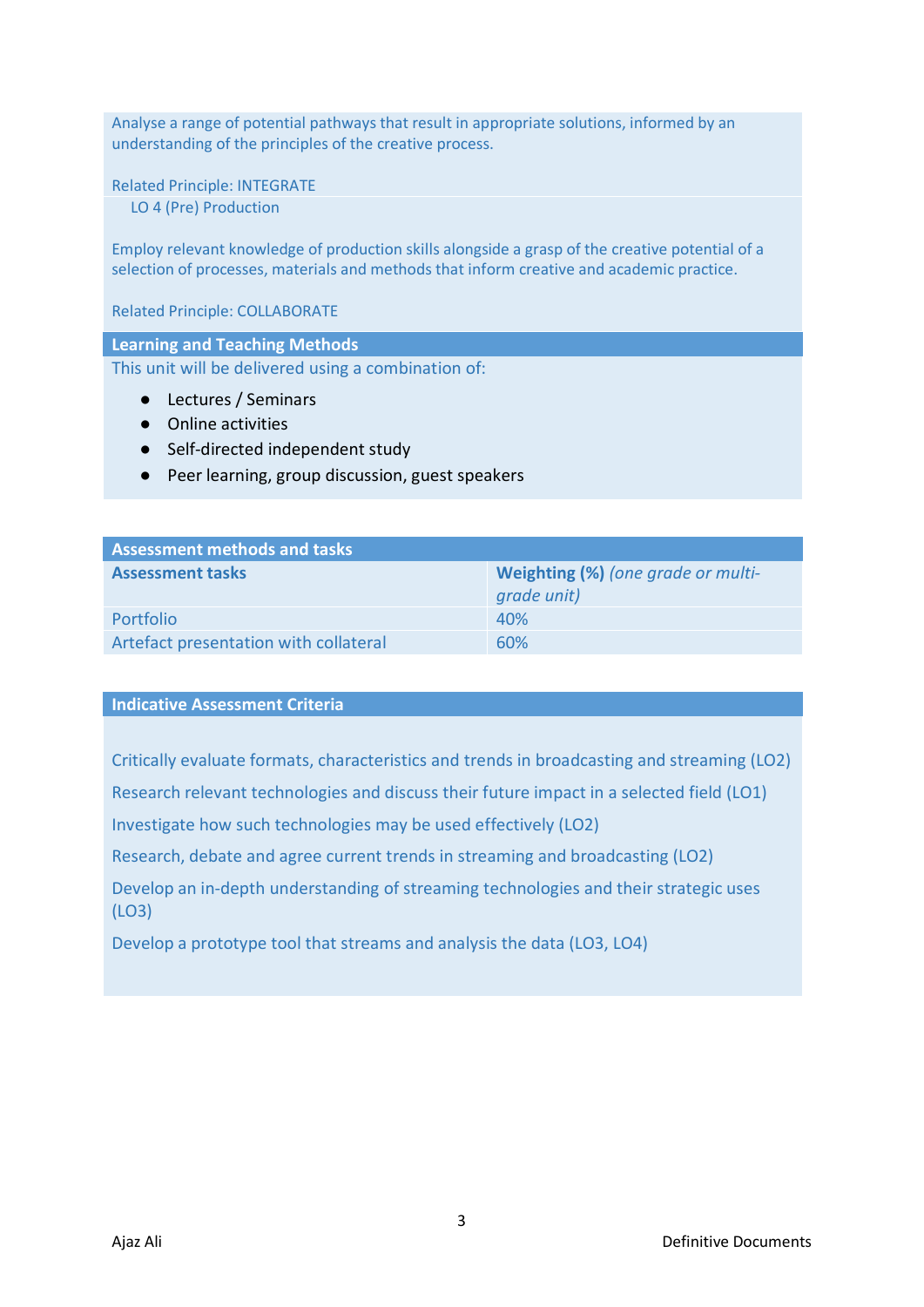Analyse a range of potential pathways that result in appropriate solutions, informed by an understanding of the principles of the creative process.

Related Principle: INTEGRATE

LO 4 (Pre) Production

Employ relevant knowledge of production skills alongside a grasp of the creative potential of a selection of processes, materials and methods that inform creative and academic practice.

Related Principle: COLLABORATE

## Learning and Teaching Methods

This unit will be delivered using a combination of:

- Lectures / Seminars
- Online activities
- Self-directed independent study
- Peer learning, group discussion, guest speakers

## Assessment methods and tasks

| Assessment tasks | Weighting (%) *(one grade or multi-grade unit)* |
|---|---|
| Portfolio | 40% |
| Artefact presentation with collateral | 60% |

## Indicative Assessment Criteria

Critically evaluate formats, characteristics and trends in broadcasting and streaming (LO2)

Research relevant technologies and discuss their future impact in a selected field (LO1)

Investigate how such technologies may be used effectively (LO2)

Research, debate and agree current trends in streaming and broadcasting (LO2)

Develop an in-depth understanding of streaming technologies and their strategic uses (LO3)

Develop a prototype tool that streams and analysis the data (LO3, LO4)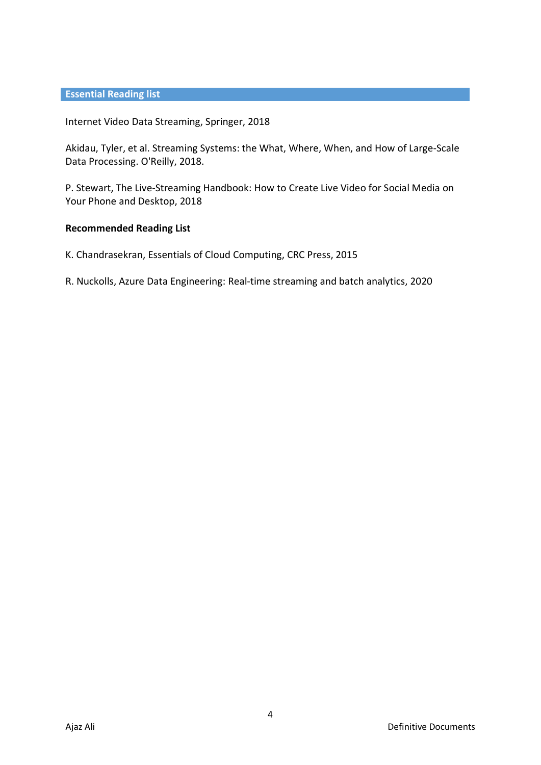## Essential Reading list

Internet Video Data Streaming, Springer, 2018

Akidau, Tyler, et al. Streaming Systems: the What, Where, When, and How of Large-Scale Data Processing. O'Reilly, 2018.

P. Stewart, The Live-Streaming Handbook: How to Create Live Video for Social Media on Your Phone and Desktop, 2018

**Recommended Reading List**

K. Chandrasekran, Essentials of Cloud Computing, CRC Press, 2015

R. Nuckolls, Azure Data Engineering: Real-time streaming and batch analytics, 2020